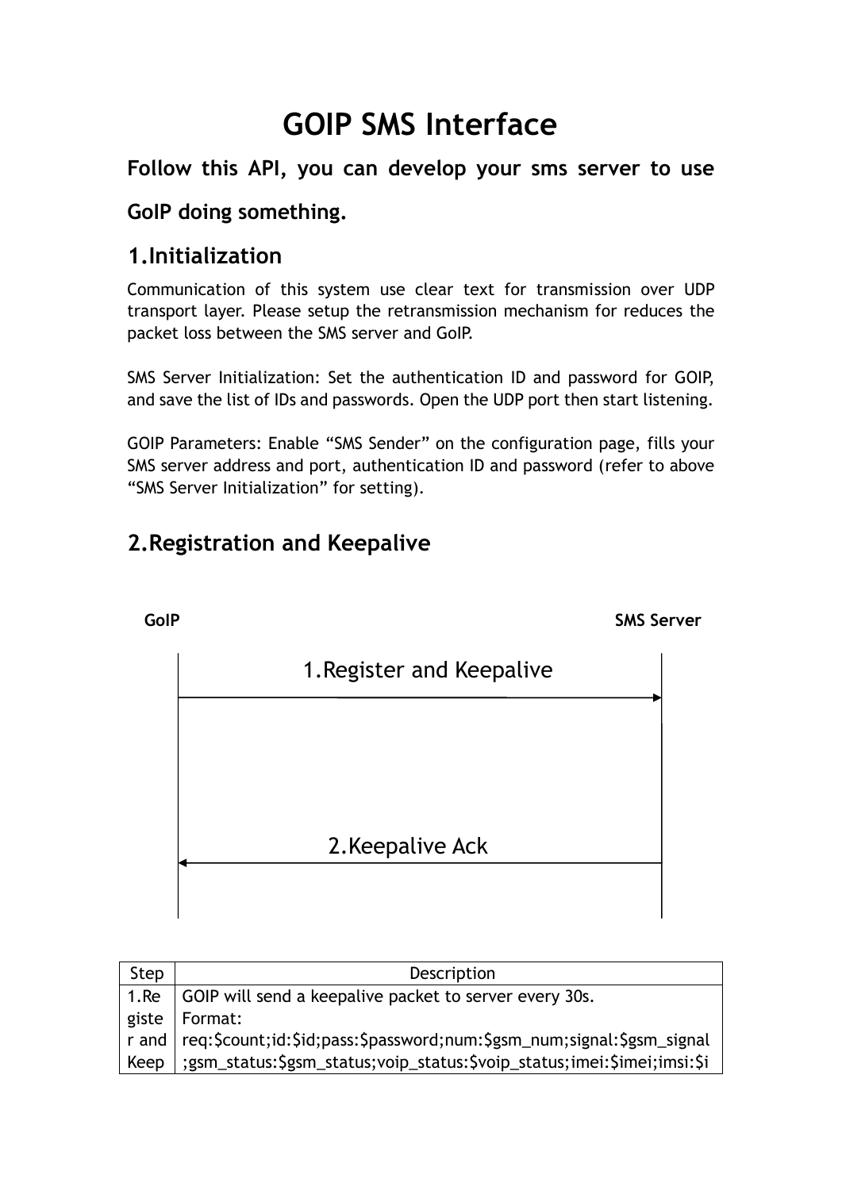# GOIP SMS Interface

**Follow this API, you can develop your sms server to use GoIP doing something.**

## 1.Initialization

Communication of this system use clear text for transmission over UDP transport layer. Please setup the retransmission mechanism for reduces the packet loss between the SMS server and GoIP.

SMS Server Initialization: Set the authentication ID and password for GOIP, and save the list of IDs and passwords. Open the UDP port then start listening.

GOIP Parameters: Enable “SMS Sender” on the configuration page, fills your SMS server address and port, authentication ID and password (refer to above “SMS Server Initialization” for setting).

## 2.Registration and Keepalive

GoIP — SMS Server

1.Register and Keepalive (GoIP → SMS Server)

2.Keepalive Ack (SMS Server → GoIP)

| Step | Description |
|---|---|
| 1.Register and Keep | GOIP will send a keepalive packet to server every 30s.<br>Format:<br>req:$count;id:$id;pass:$password;num:$gsm_num;signal:$gsm_signal;gsm_status:$gsm_status;voip_status:$voip_status;imei:$imei;imsi:$i |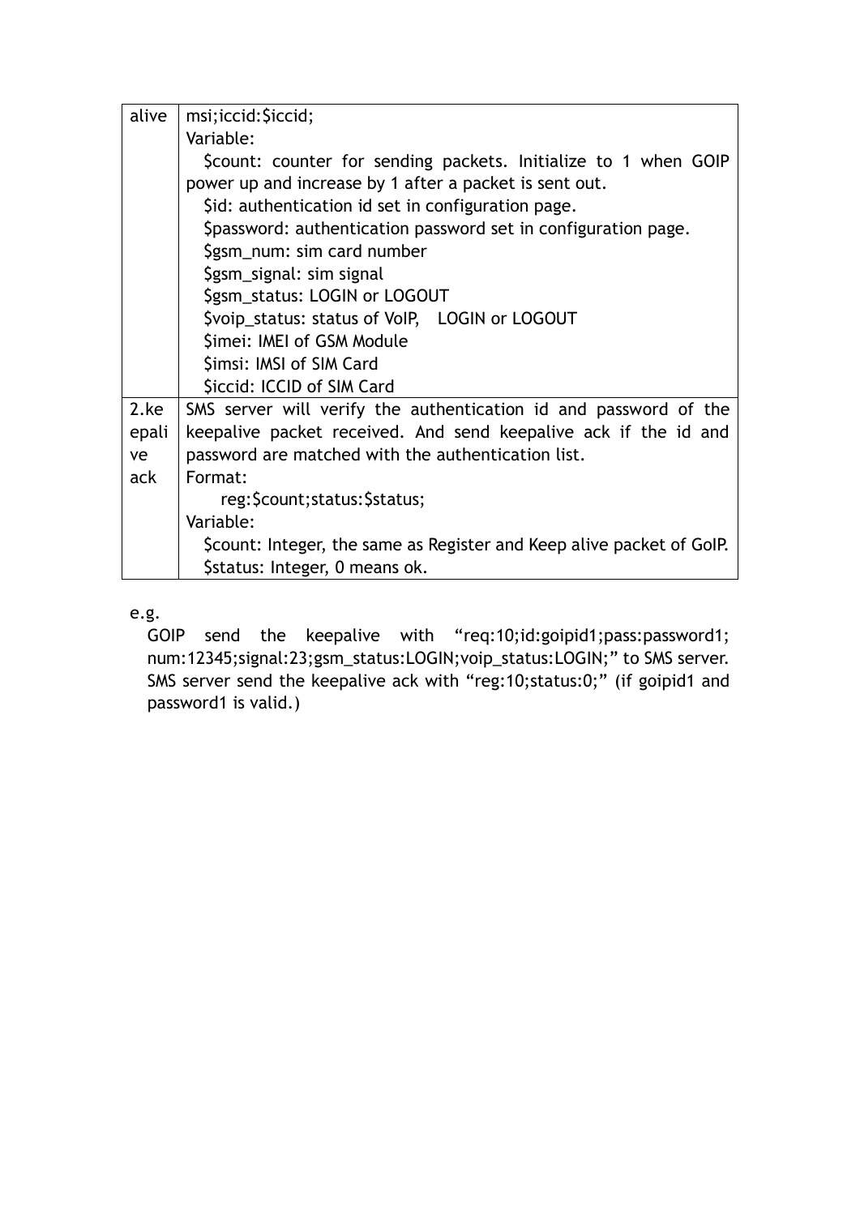| alive | msi;iccid:$iccid;<br>Variable:<br>$count: counter for sending packets. Initialize to 1 when GOIP power up and increase by 1 after a packet is sent out.<br>$id: authentication id set in configuration page.<br>$password: authentication password set in configuration page.<br>$gsm_num: sim card number<br>$gsm_signal: sim signal<br>$gsm_status: LOGIN or LOGOUT<br>$voip_status: status of VoIP, LOGIN or LOGOUT<br>$imei: IMEI of GSM Module<br>$imsi: IMSI of SIM Card<br>$iccid: ICCID of SIM Card |
|---|---|
| 2.keepalive ack | SMS server will verify the authentication id and password of the keepalive packet received. And send keepalive ack if the id and password are matched with the authentication list.<br>Format:<br>reg:$count;status:$status;<br>Variable:<br>$count: Integer, the same as Register and Keep alive packet of GoIP.<br>$status: Integer, 0 means ok. |

e.g.

GOIP send the keepalive with "req:10;id:goipid1;pass:password1; num:12345;signal:23;gsm_status:LOGIN;voip_status:LOGIN;" to SMS server. SMS server send the keepalive ack with "reg:10;status:0;" (if goipid1 and password1 is valid.)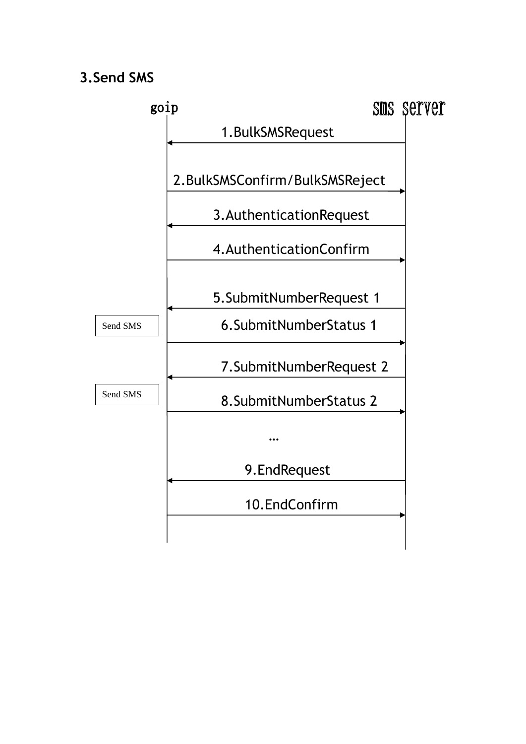## 3.Send SMS

goip | sms server

1.BulkSMSRequest (sms server → goip)

2.BulkSMSConfirm/BulkSMSReject (goip → sms server)

3.AuthenticationRequest (sms server → goip)

4.AuthenticationConfirm (goip → sms server)

5.SubmitNumberRequest 1 (sms server → goip)

Send SMS

6.SubmitNumberStatus 1 (goip → sms server)

7.SubmitNumberRequest 2 (sms server → goip)

Send SMS

8.SubmitNumberStatus 2 (goip → sms server)

…

9.EndRequest (sms server → goip)

10.EndConfirm (goip → sms server)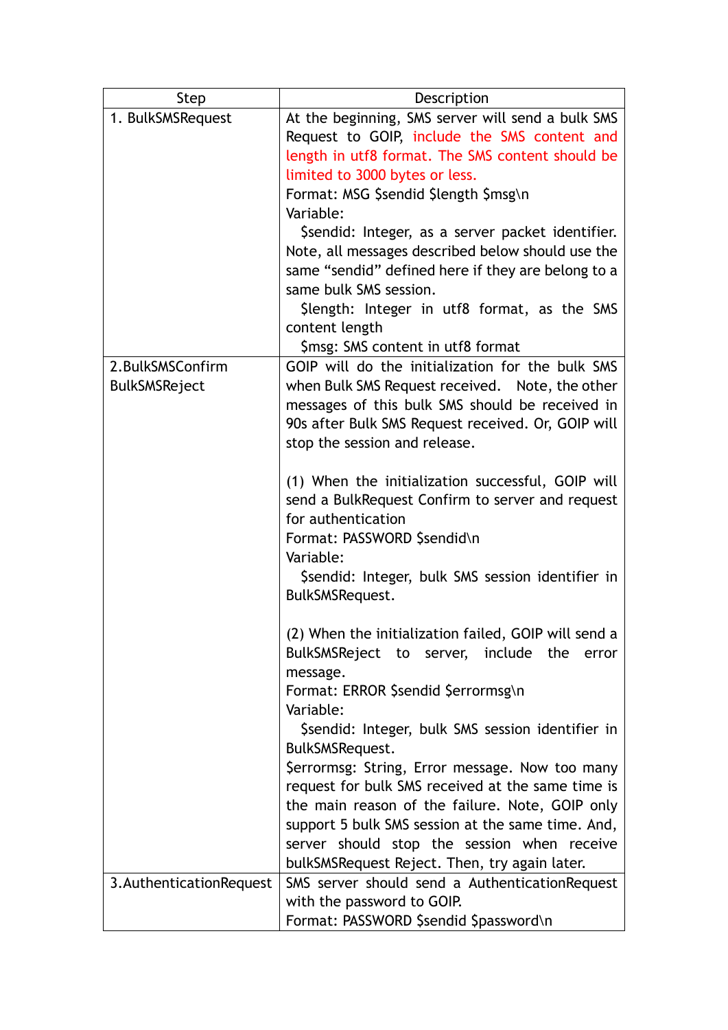| Step | Description |
|---|---|
| 1. BulkSMSRequest | At the beginning, SMS server will send a bulk SMS Request to GOIP, include the SMS content and length in utf8 format. The SMS content should be limited to 3000 bytes or less.<br>Format: MSG $sendid $length $msg\n<br>Variable:<br>$sendid: Integer, as a server packet identifier. Note, all messages described below should use the same "sendid" defined here if they are belong to a same bulk SMS session.<br>$length: Integer in utf8 format, as the SMS content length<br>$msg: SMS content in utf8 format |
| 2.BulkSMSConfirm<br>BulkSMSReject | GOIP will do the initialization for the bulk SMS when Bulk SMS Request received. Note, the other messages of this bulk SMS should be received in 90s after Bulk SMS Request received. Or, GOIP will stop the session and release.<br><br>(1) When the initialization successful, GOIP will send a BulkRequest Confirm to server and request for authentication<br>Format: PASSWORD $sendid\n<br>Variable:<br>$sendid: Integer, bulk SMS session identifier in BulkSMSRequest.<br><br>(2) When the initialization failed, GOIP will send a BulkSMSReject to server, include the error message.<br>Format: ERROR $sendid $errormsg\n<br>Variable:<br>$sendid: Integer, bulk SMS session identifier in BulkSMSRequest.<br>$errormsg: String, Error message. Now too many request for bulk SMS received at the same time is the main reason of the failure. Note, GOIP only support 5 bulk SMS session at the same time. And, server should stop the session when receive bulkSMSRequest Reject. Then, try again later. |
| 3.AuthenticationRequest | SMS server should send a AuthenticationRequest with the password to GOIP.<br>Format: PASSWORD $sendid $password\n |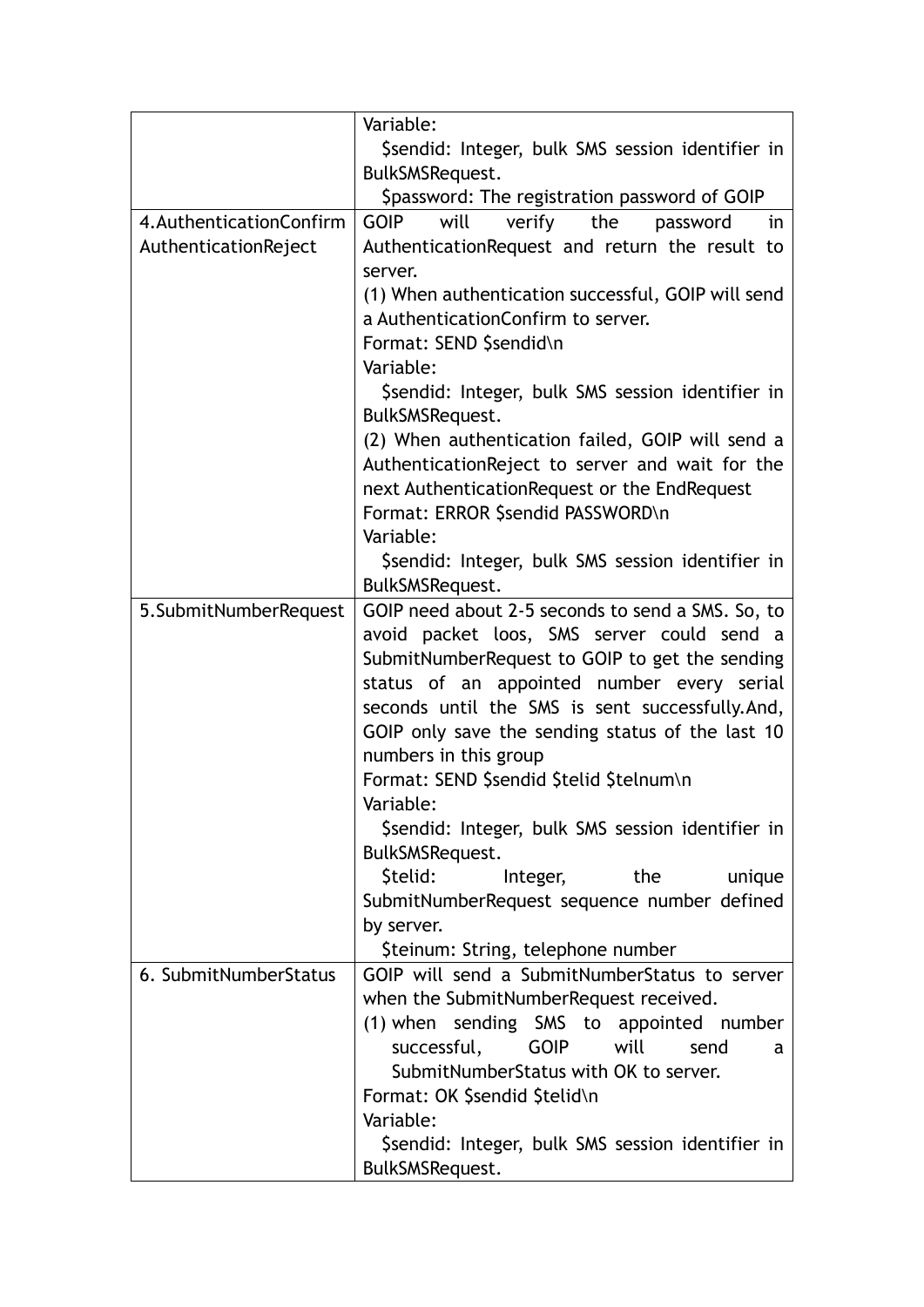| | |
|---|---|
| | Variable:<br>  $sendid: Integer, bulk SMS session identifier in BulkSMSRequest.<br>  $password: The registration password of GOIP |
| 4.AuthenticationConfirm<br>AuthenticationReject | GOIP will verify the password in AuthenticationRequest and return the result to server.<br>(1) When authentication successful, GOIP will send a AuthenticationConfirm to server.<br>Format: SEND $sendid\n<br>Variable:<br>  $sendid: Integer, bulk SMS session identifier in BulkSMSRequest.<br>(2) When authentication failed, GOIP will send a AuthenticationReject to server and wait for the next AuthenticationRequest or the EndRequest<br>Format: ERROR $sendid PASSWORD\n<br>Variable:<br>  $sendid: Integer, bulk SMS session identifier in BulkSMSRequest. |
| 5.SubmitNumberRequest | GOIP need about 2-5 seconds to send a SMS. So, to avoid packet loos, SMS server could send a SubmitNumberRequest to GOIP to get the sending status of an appointed number every serial seconds until the SMS is sent successfully.And, GOIP only save the sending status of the last 10 numbers in this group<br>Format: SEND $sendid $telid $telnum\n<br>Variable:<br>  $sendid: Integer, bulk SMS session identifier in BulkSMSRequest.<br>  $telid: Integer, the unique SubmitNumberRequest sequence number defined by server.<br>  $teinum: String, telephone number |
| 6. SubmitNumberStatus | GOIP will send a SubmitNumberStatus to server when the SubmitNumberRequest received.<br>(1) when sending SMS to appointed number successful, GOIP will send a SubmitNumberStatus with OK to server.<br>Format: OK $sendid $telid\n<br>Variable:<br>  $sendid: Integer, bulk SMS session identifier in BulkSMSRequest. |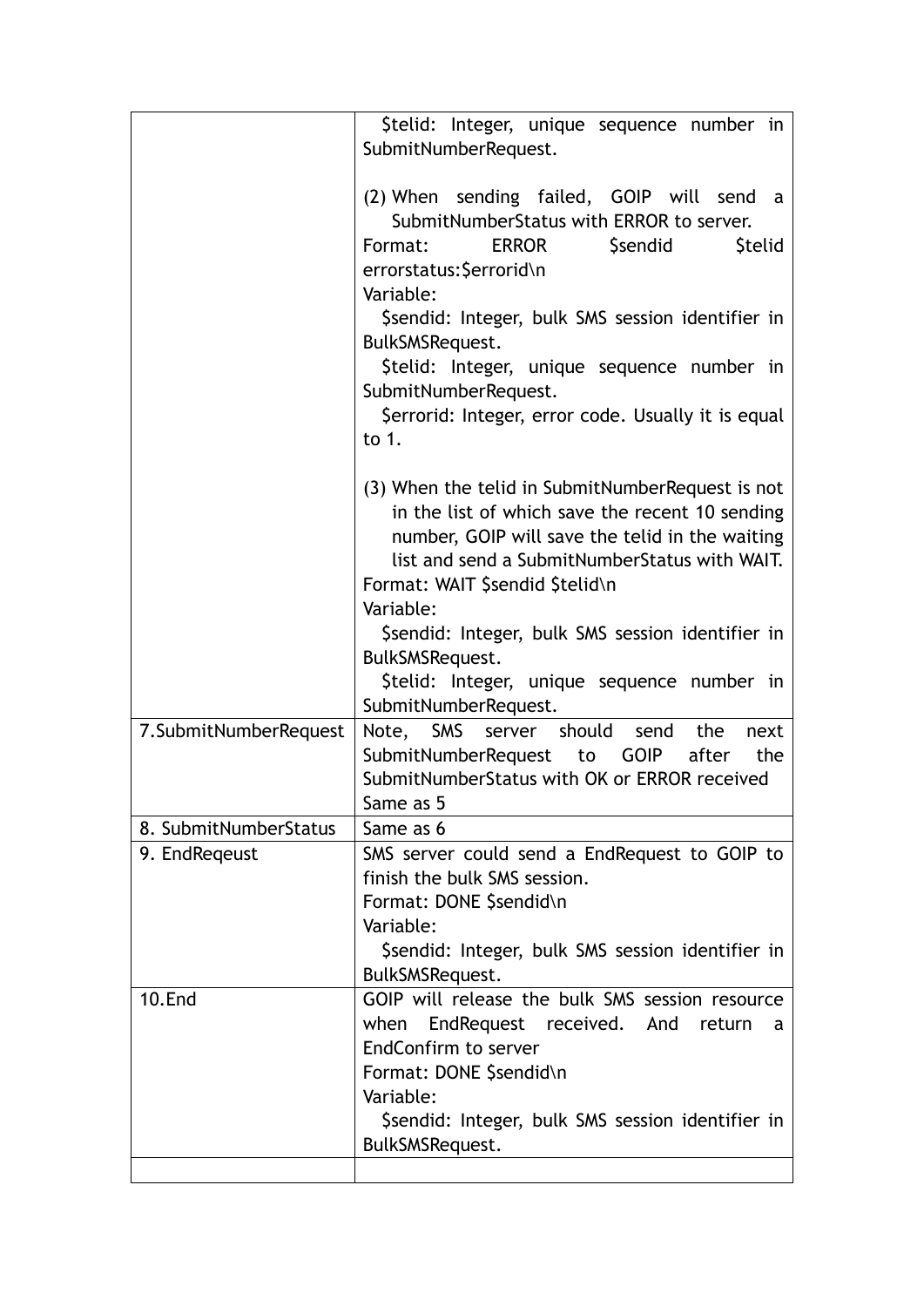| | |
|---|---|
| | $telid: Integer, unique sequence number in SubmitNumberRequest.<br><br>(2) When sending failed, GOIP will send a SubmitNumberStatus with ERROR to server.<br>Format: ERROR $sendid $telid errorstatus:$errorid\n<br>Variable:<br>$sendid: Integer, bulk SMS session identifier in BulkSMSRequest.<br>$telid: Integer, unique sequence number in SubmitNumberRequest.<br>$errorid: Integer, error code. Usually it is equal to 1.<br><br>(3) When the telid in SubmitNumberRequest is not in the list of which save the recent 10 sending number, GOIP will save the telid in the waiting list and send a SubmitNumberStatus with WAIT.<br>Format: WAIT $sendid $telid\n<br>Variable:<br>$sendid: Integer, bulk SMS session identifier in BulkSMSRequest.<br>$telid: Integer, unique sequence number in SubmitNumberRequest. |
| 7.SubmitNumberRequest | Note, SMS server should send the next SubmitNumberRequest to GOIP after the SubmitNumberStatus with OK or ERROR received<br>Same as 5 |
| 8. SubmitNumberStatus | Same as 6 |
| 9. EndReqeust | SMS server could send a EndRequest to GOIP to finish the bulk SMS session.<br>Format: DONE $sendid\n<br>Variable:<br>$sendid: Integer, bulk SMS session identifier in BulkSMSRequest. |
| 10.End | GOIP will release the bulk SMS session resource when EndRequest received. And return a EndConfirm to server<br>Format: DONE $sendid\n<br>Variable:<br>$sendid: Integer, bulk SMS session identifier in BulkSMSRequest. |
| | |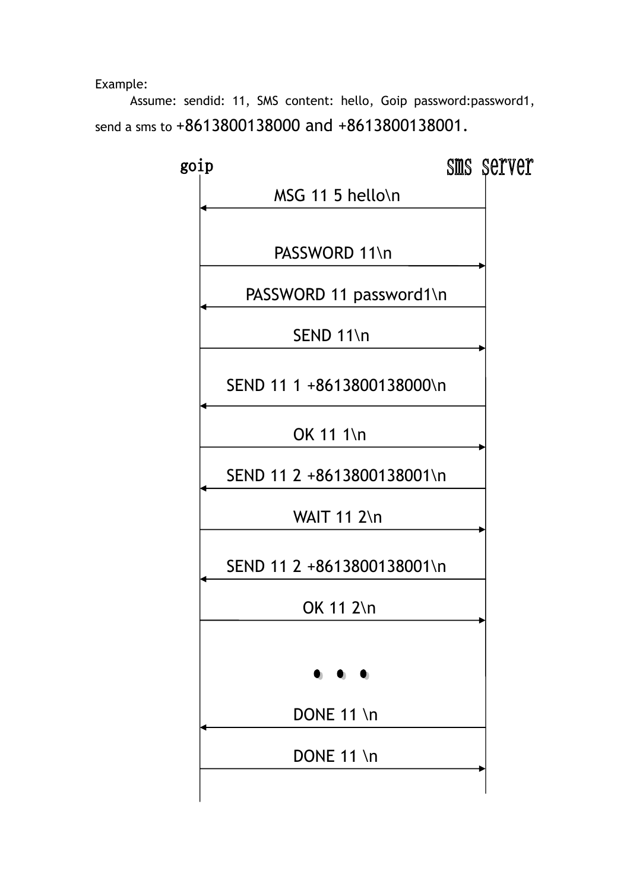Example:

Assume: sendid: 11, SMS content: hello, Goip password:password1, send a sms to +8613800138000 and +8613800138001.

goip | sms server

```
goip                                   sms server
  |<------------- MSG 11 5 hello\n ------------|
  |                                            |
  |-------------- PASSWORD 11\n -------------->|
  |<---------- PASSWORD 11 password1\n --------|
  |-------------- SEND 11\n ------------------>|
  |<------- SEND 11 1 +8613800138000\n --------|
  |-------------- OK 11 1\n ------------------>|
  |<------- SEND 11 2 +8613800138001\n --------|
  |-------------- WAIT 11 2\n ---------------->|
  |<------- SEND 11 2 +8613800138001\n --------|
  |-------------- OK 11 2\n ------------------>|
  |                                            |
  |                  • • •                     |
  |                                            |
  |<------------- DONE 11 \n ------------------|
  |-------------- DONE 11 \n ----------------->|
```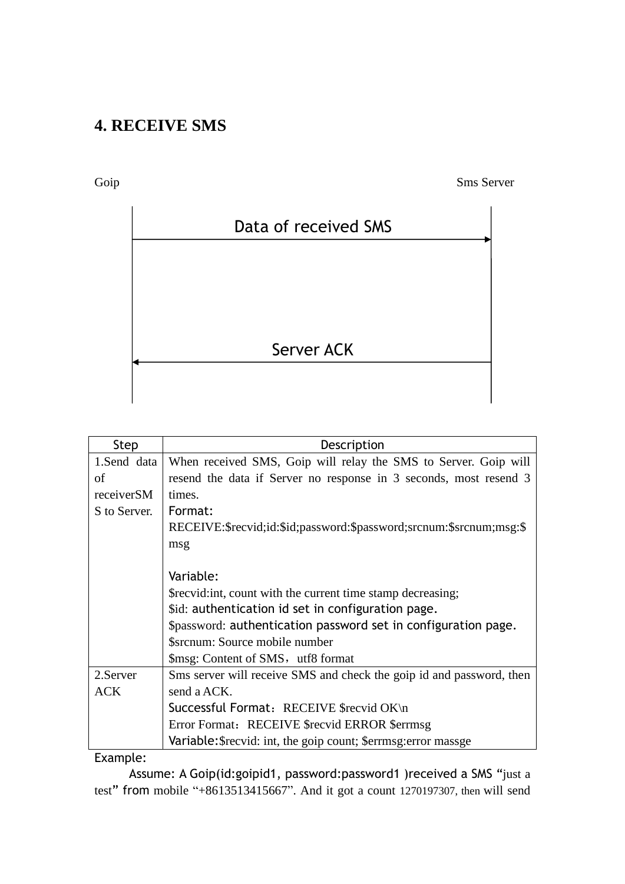# 4. RECEIVE SMS

Goip Sms Server

Data of received SMS

Server ACK

| Step | Description |
|---|---|
| 1.Send data of receiverSMS to Server. | When received SMS, Goip will relay the SMS to Server. Goip will resend the data if Server no response in 3 seconds, most resend 3 times.<br>Format:<br>RECEIVE:$recvid;id:$id;password:$password;srcnum:$srcnum;msg:$msg<br><br>Variable:<br>$recvid:int, count with the current time stamp decreasing;<br>$id: authentication id set in configuration page.<br>$password: authentication password set in configuration page.<br>$srcnum: Source mobile number<br>$msg: Content of SMS，utf8 format |
| 2.Server ACK | Sms server will receive SMS and check the goip id and password, then send a ACK.<br>Successful Format：RECEIVE $recvid OK\n<br>Error Format：RECEIVE $recvid ERROR $errmsg<br>Variable:$recvid: int, the goip count; $errmsg:error massge |

Example:

Assume: A Goip(id:goipid1, password:password1 )received a SMS "just a test" from mobile "+8613513415667". And it got a count 1270197307, then will send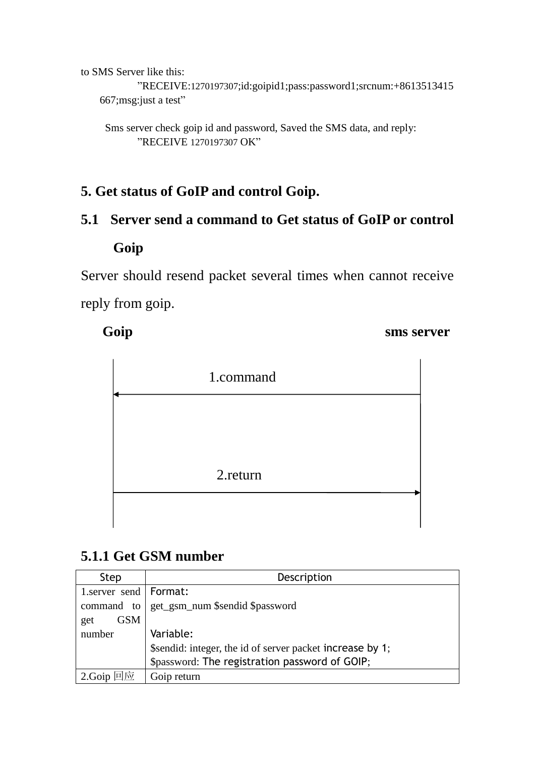to SMS Server like this:

”RECEIVE:1270197307;id:goipid1;pass:password1;srcnum:+8613513415667;msg:just a test”

Sms server check goip id and password, Saved the SMS data, and reply:

”RECEIVE 1270197307 OK”

## 5. Get status of GoIP and control Goip.

### 5.1 Server send a command to Get status of GoIP or control Goip

Server should resend packet several times when cannot receive reply from goip.

**Goip** **sms server**

1.command

2.return

### 5.1.1 Get GSM number

| Step | Description |
|---|---|
| 1.server send command to get GSM number | Format:<br>get_gsm_num $sendid $password<br><br>Variable:<br>$sendid: integer, the id of server packet increase by 1;<br>$password: The registration password of GOIP; |
| 2.Goip 回应 | Goip return |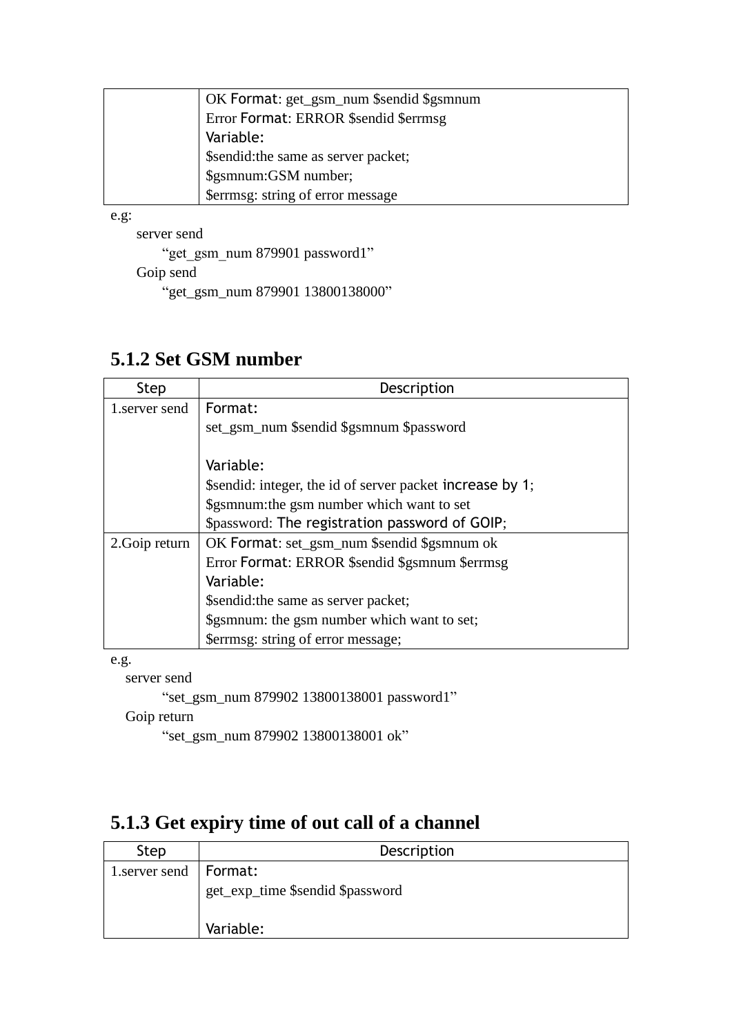| | |
|---|---|
| | OK Format: get_gsm_num $sendid $gsmnum<br>Error Format: ERROR $sendid $errmsg<br>Variable:<br>$sendid:the same as server packet;<br>$gsmnum:GSM number;<br>$errmsg: string of error message |

e.g:

server send

"get_gsm_num 879901 password1"

Goip send

"get_gsm_num 879901 13800138000"

### 5.1.2 Set GSM number

| Step | Description |
|---|---|
| 1.server send | Format:<br>set_gsm_num $sendid $gsmnum $password<br><br>Variable:<br>$sendid: integer, the id of server packet increase by 1;<br>$gsmnum:the gsm number which want to set<br>$password: The registration password of GOIP; |
| 2.Goip return | OK Format: set_gsm_num $sendid $gsmnum ok<br>Error Format: ERROR $sendid $gsmnum $errmsg<br>Variable:<br>$sendid:the same as server packet;<br>$gsmnum: the gsm number which want to set;<br>$errmsg: string of error message; |

e.g.

server send

"set_gsm_num 879902 13800138001 password1"

Goip return

"set_gsm_num 879902 13800138001 ok"

### 5.1.3 Get expiry time of out call of a channel

| Step | Description |
|---|---|
| 1.server send | Format:<br>get_exp_time $sendid $password<br><br>Variable: |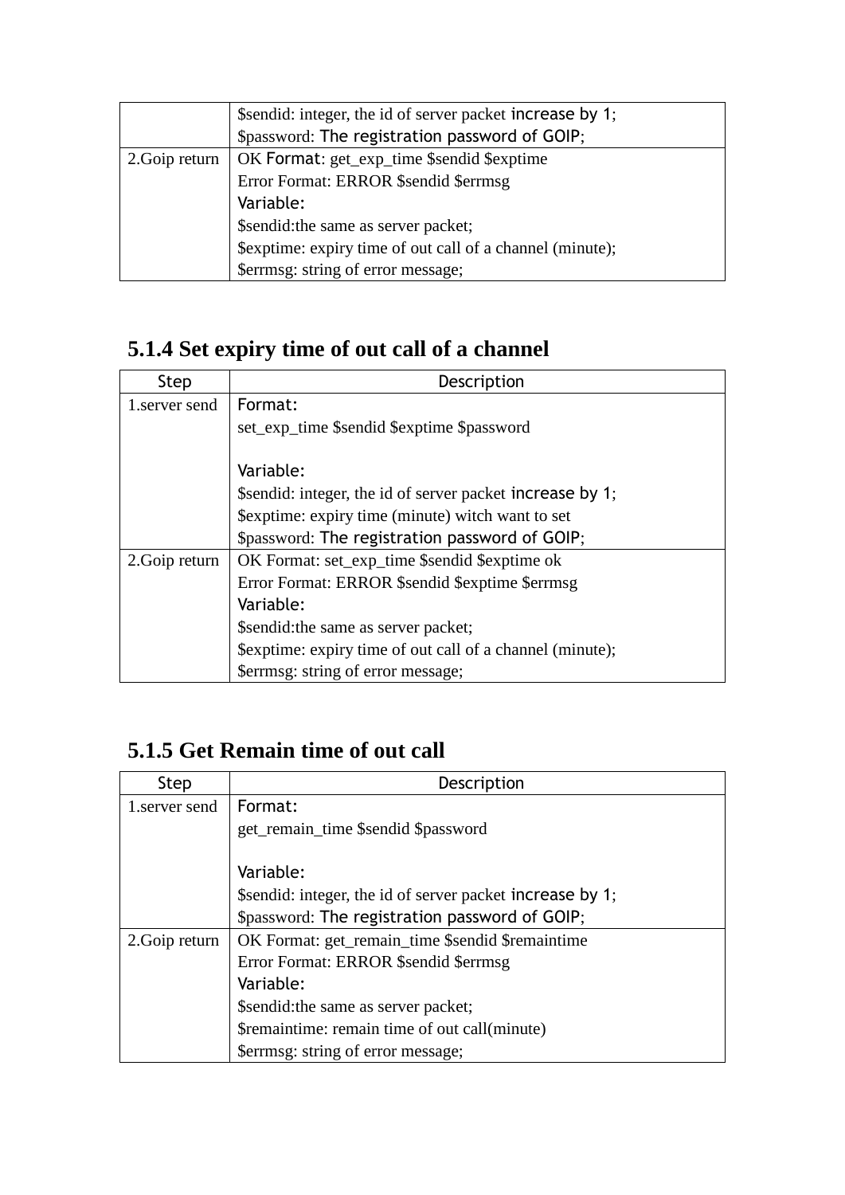| | |
|---|---|
| | $sendid: integer, the id of server packet increase by 1;<br>$password: The registration password of GOIP; |
| 2.Goip return | OK Format: get_exp_time $sendid $exptime<br>Error Format: ERROR $sendid $errmsg<br>Variable:<br>$sendid:the same as server packet;<br>$exptime: expiry time of out call of a channel (minute);<br>$errmsg: string of error message; |

### 5.1.4 Set expiry time of out call of a channel

| Step | Description |
|---|---|
| 1.server send | Format:<br>set_exp_time $sendid $exptime $password<br><br>Variable:<br>$sendid: integer, the id of server packet increase by 1;<br>$exptime: expiry time (minute) witch want to set<br>$password: The registration password of GOIP; |
| 2.Goip return | OK Format: set_exp_time $sendid $exptime ok<br>Error Format: ERROR $sendid $exptime $errmsg<br>Variable:<br>$sendid:the same as server packet;<br>$exptime: expiry time of out call of a channel (minute);<br>$errmsg: string of error message; |

### 5.1.5 Get Remain time of out call

| Step | Description |
|---|---|
| 1.server send | Format:<br>get_remain_time $sendid $password<br><br>Variable:<br>$sendid: integer, the id of server packet increase by 1;<br>$password: The registration password of GOIP; |
| 2.Goip return | OK Format: get_remain_time $sendid $remaintime<br>Error Format: ERROR $sendid $errmsg<br>Variable:<br>$sendid:the same as server packet;<br>$remaintime: remain time of out call(minute)<br>$errmsg: string of error message; |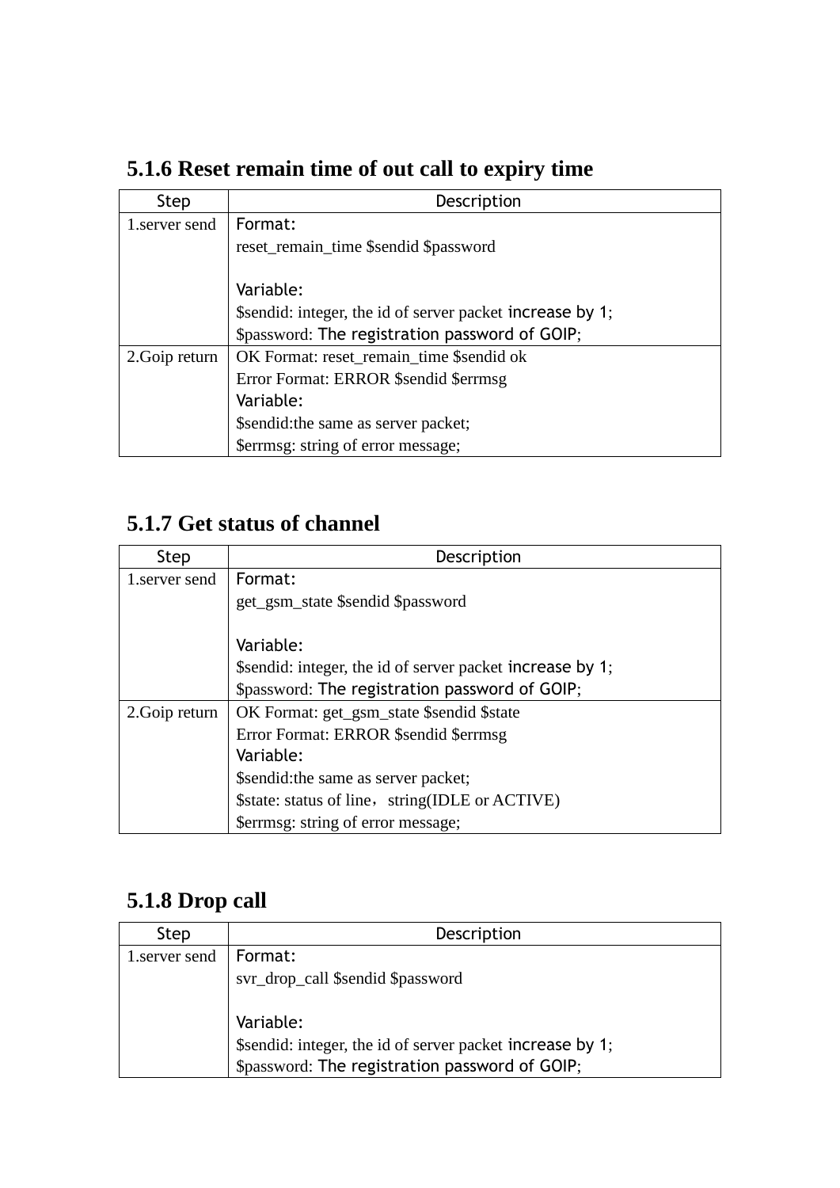### 5.1.6 Reset remain time of out call to expiry time

| Step | Description |
|---|---|
| 1.server send | Format:<br>reset_remain_time $sendid $password<br><br>Variable:<br>$sendid: integer, the id of server packet increase by 1;<br>$password: The registration password of GOIP; |
| 2.Goip return | OK Format: reset_remain_time $sendid ok<br>Error Format: ERROR $sendid $errmsg<br>Variable:<br>$sendid:the same as server packet;<br>$errmsg: string of error message; |

### 5.1.7 Get status of channel

| Step | Description |
|---|---|
| 1.server send | Format:<br>get_gsm_state $sendid $password<br><br>Variable:<br>$sendid: integer, the id of server packet increase by 1;<br>$password: The registration password of GOIP; |
| 2.Goip return | OK Format: get_gsm_state $sendid $state<br>Error Format: ERROR $sendid $errmsg<br>Variable:<br>$sendid:the same as server packet;<br>$state: status of line，string(IDLE or ACTIVE)<br>$errmsg: string of error message; |

### 5.1.8 Drop call

| Step | Description |
|---|---|
| 1.server send | Format:<br>svr_drop_call $sendid $password<br><br>Variable:<br>$sendid: integer, the id of server packet increase by 1;<br>$password: The registration password of GOIP; |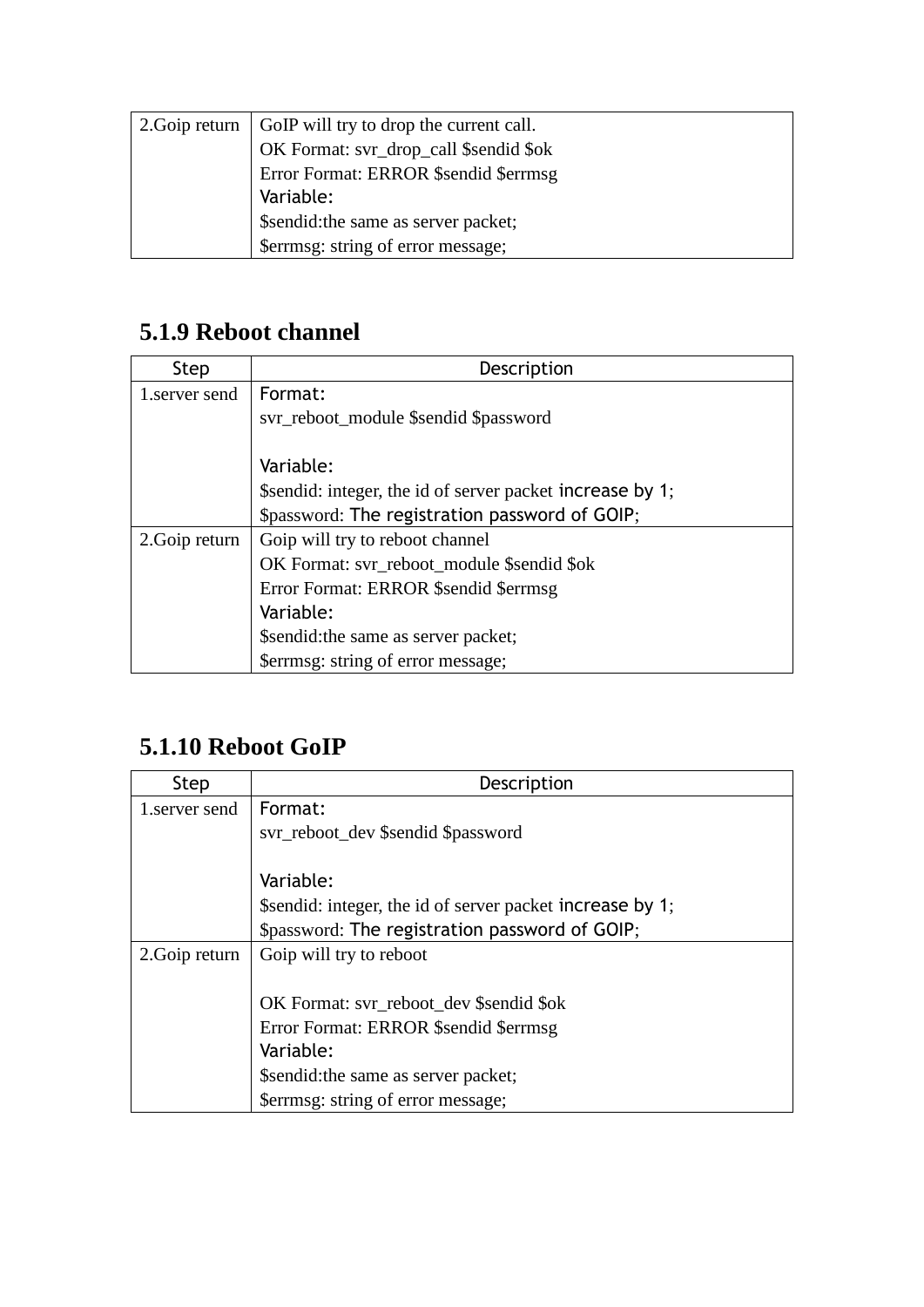| 2.Goip return | GoIP will try to drop the current call.<br>OK Format: svr_drop_call $sendid $ok<br>Error Format: ERROR $sendid $errmsg<br>Variable:<br>$sendid:the same as server packet;<br>$errmsg: string of error message; |
|---|---|

### 5.1.9 Reboot channel

| Step | Description |
|---|---|
| 1.server send | Format:<br>svr_reboot_module $sendid $password<br><br>Variable:<br>$sendid: integer, the id of server packet increase by 1;<br>$password: The registration password of GOIP; |
| 2.Goip return | Goip will try to reboot channel<br>OK Format: svr_reboot_module $sendid $ok<br>Error Format: ERROR $sendid $errmsg<br>Variable:<br>$sendid:the same as server packet;<br>$errmsg: string of error message; |

### 5.1.10 Reboot GoIP

| Step | Description |
|---|---|
| 1.server send | Format:<br>svr_reboot_dev $sendid $password<br><br>Variable:<br>$sendid: integer, the id of server packet increase by 1;<br>$password: The registration password of GOIP; |
| 2.Goip return | Goip will try to reboot<br><br>OK Format: svr_reboot_dev $sendid $ok<br>Error Format: ERROR $sendid $errmsg<br>Variable:<br>$sendid:the same as server packet;<br>$errmsg: string of error message; |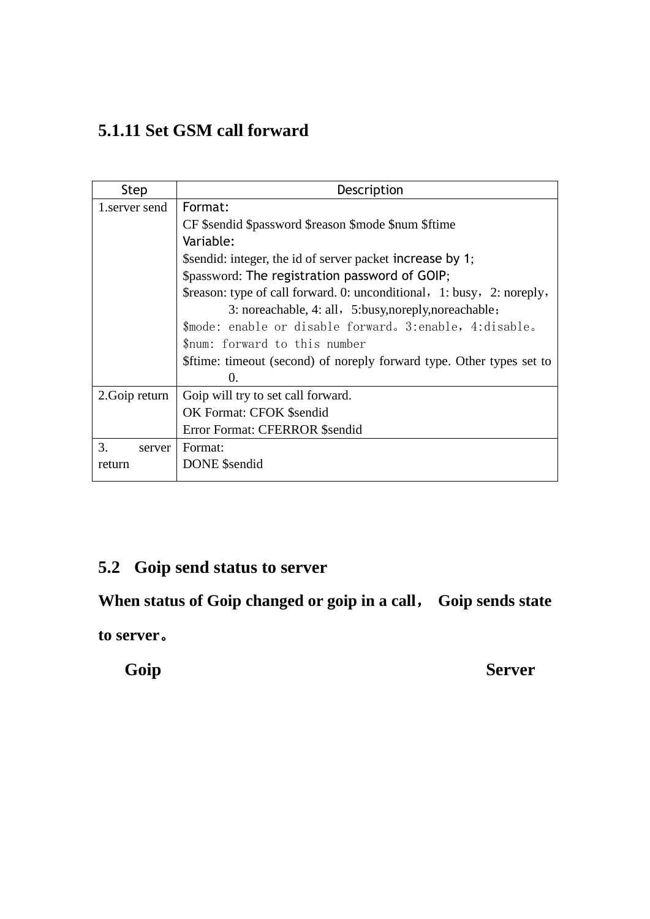### 5.1.11 Set GSM call forward

| Step | Description |
|---|---|
| 1.server send | Format:<br>CF $sendid $password $reason $mode $num $ftime<br>Variable:<br>$sendid: integer, the id of server packet increase by 1;<br>$password: The registration password of GOIP;<br>$reason: type of call forward. 0: unconditional，1: busy，2: noreply，3: noreachable, 4: all，5:busy,noreply,noreachable；<br>$mode: enable or disable forward。3:enable，4:disable。<br>$num: forward to this number<br>$ftime: timeout (second) of noreply forward type. Other types set to 0. |
| 2.Goip return | Goip will try to set call forward.<br>OK Format: CFOK $sendid<br>Error Format: CFERROR $sendid |
| 3. server return | Format:<br>DONE $sendid |

## 5.2 Goip send status to server

**When status of Goip changed or goip in a call， Goip sends state to server。**

**Goip Server**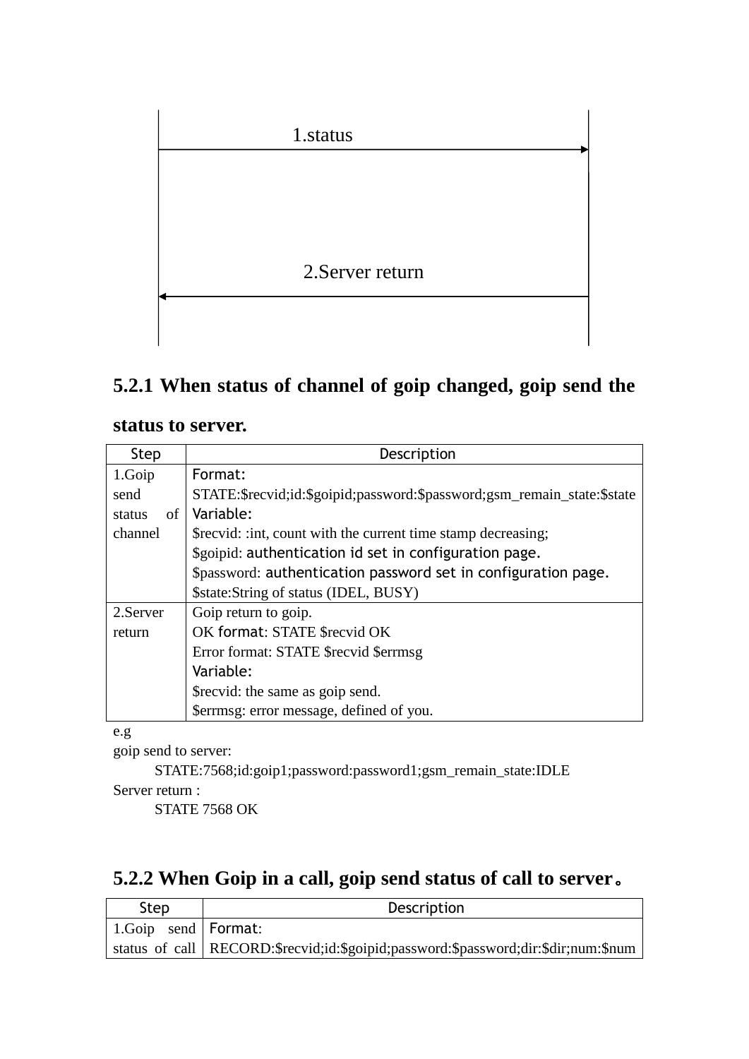1.status

2.Server return

### 5.2.1 When status of channel of goip changed, goip send the status to server.

| Step | Description |
|---|---|
| 1.Goip send status of channel | Format:<br>STATE:$recvid;id:$goipid;password:$password;gsm_remain_state:$state<br>Variable:<br>$recvid: :int, count with the current time stamp decreasing;<br>$goipid: authentication id set in configuration page.<br>$password: authentication password set in configuration page.<br>$state:String of status (IDEL, BUSY) |
| 2.Server return | Goip return to goip.<br>OK format: STATE $recvid OK<br>Error format: STATE $recvid $errmsg<br>Variable:<br>$recvid: the same as goip send.<br>$errmsg: error message, defined of you. |

e.g

goip send to server:

```
STATE:7568;id:goip1;password:password1;gsm_remain_state:IDLE
```

Server return :

```
STATE 7568 OK
```

### 5.2.2 When Goip in a call, goip send status of call to server。

| Step | Description |
|---|---|
| 1.Goip send status of call | Format:<br>RECORD:$recvid;id:$goipid;password:$password;dir:$dir;num:$num |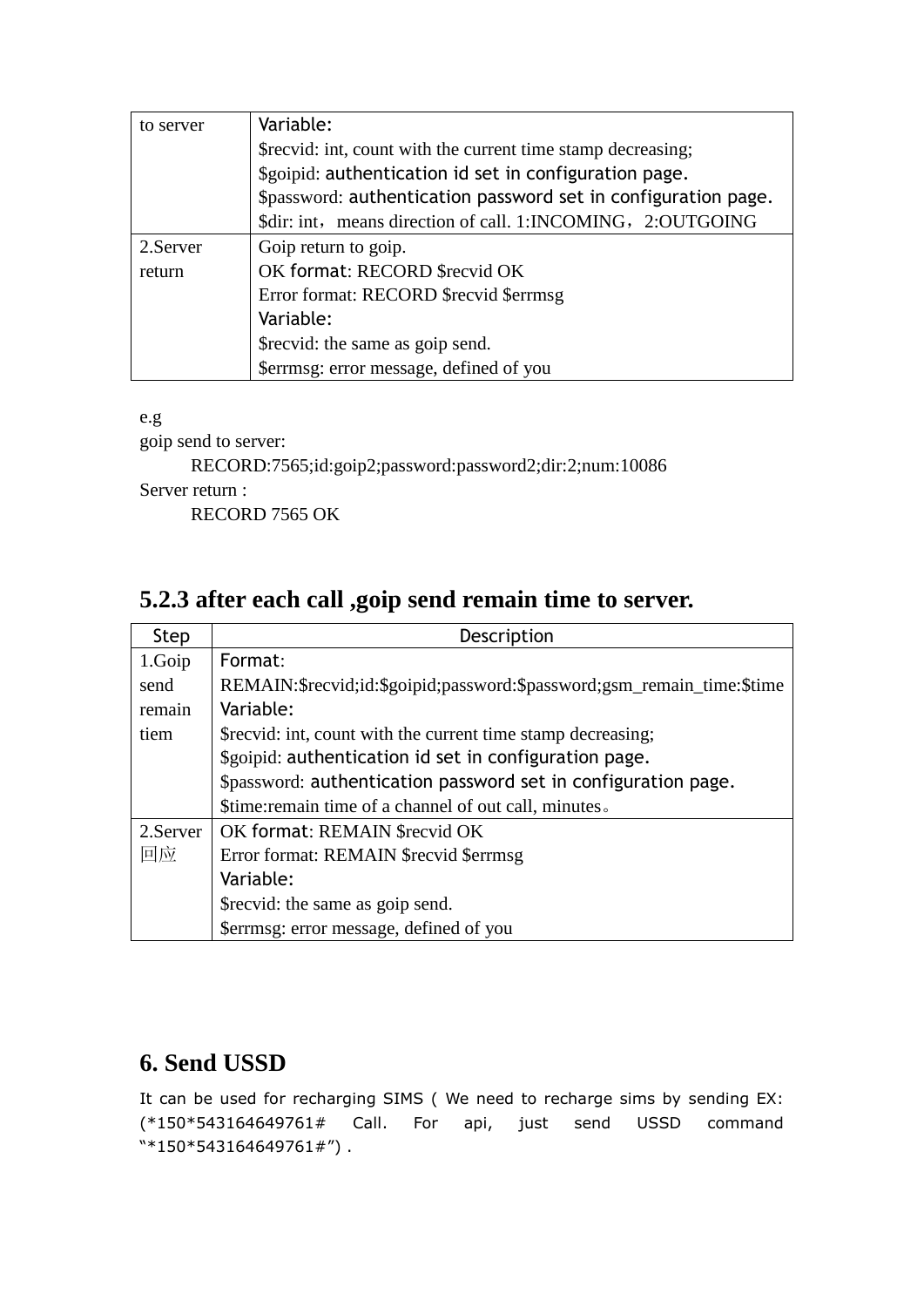| to server | Variable:<br>$recvid: int, count with the current time stamp decreasing;<br>$goipid: authentication id set in configuration page.<br>$password: authentication password set in configuration page.<br>$dir: int，means direction of call. 1:INCOMING，2:OUTGOING |
|---|---|
| 2.Server return | Goip return to goip.<br>OK format: RECORD $recvid OK<br>Error format: RECORD $recvid $errmsg<br>Variable:<br>$recvid: the same as goip send.<br>$errmsg: error message, defined of you |

e.g

goip send to server:

RECORD:7565;id:goip2;password:password2;dir:2;num:10086

Server return :

RECORD 7565 OK

### 5.2.3 after each call ,goip send remain time to server.

| Step | Description |
|---|---|
| 1.Goip send remain tiem | Format:<br>REMAIN:$recvid;id:$goipid;password:$password;gsm_remain_time:$time<br>Variable:<br>$recvid: int, count with the current time stamp decreasing;<br>$goipid: authentication id set in configuration page.<br>$password: authentication password set in configuration page.<br>$time:remain time of a channel of out call, minutes。 |
| 2.Server 回应 | OK format: REMAIN $recvid OK<br>Error format: REMAIN $recvid $errmsg<br>Variable:<br>$recvid: the same as goip send.<br>$errmsg: error message, defined of you |

## 6. Send USSD

It can be used for recharging SIMS ( We need to recharge sims by sending EX: (*150*543164649761# Call. For api, just send USSD command "*150*543164649761#") .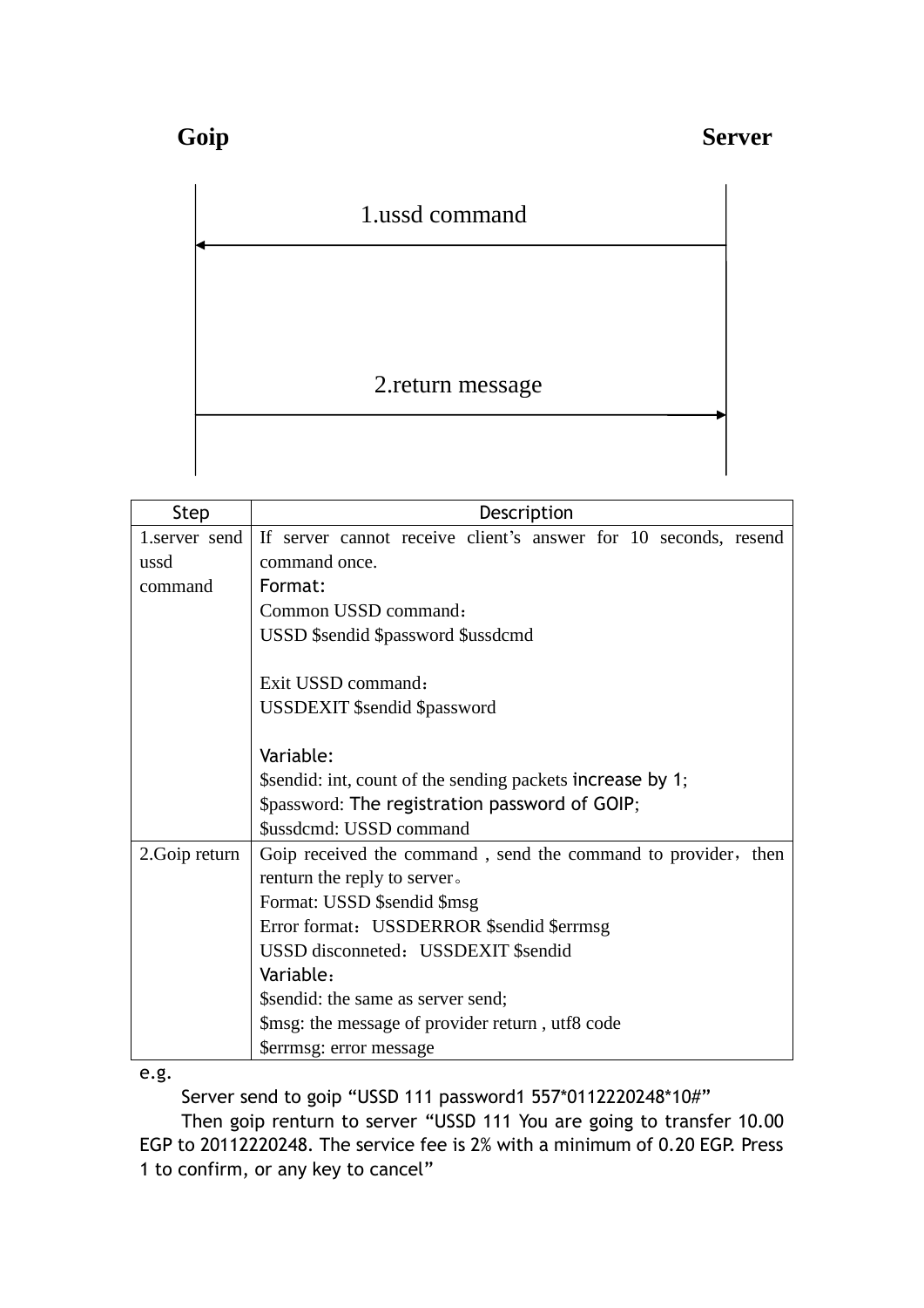**Goip** **Server**

1.ussd command

2.return message

| Step | Description |
|---|---|
| 1.server send ussd command | If server cannot receive client's answer for 10 seconds, resend command once.<br>Format:<br>Common USSD command：<br>USSD $sendid $password $ussdcmd<br><br>Exit USSD command：<br>USSDEXIT $sendid $password<br><br>Variable:<br>$sendid: int, count of the sending packets increase by 1;<br>$password: The registration password of GOIP;<br>$ussdcmd: USSD command |
| 2.Goip return | Goip received the command , send the command to provider，then renturn the reply to server。<br>Format: USSD $sendid $msg<br>Error format：USSDERROR $sendid $errmsg<br>USSD disconneted：USSDEXIT $sendid<br>Variable：<br>$sendid: the same as server send;<br>$msg: the message of provider return , utf8 code<br>$errmsg: error message |

e.g.

Server send to goip "USSD 111 password1 557*0112220248*10#"

Then goip renturn to server "USSD 111 You are going to transfer 10.00 EGP to 20112220248. The service fee is 2% with a minimum of 0.20 EGP. Press 1 to confirm, or any key to cancel"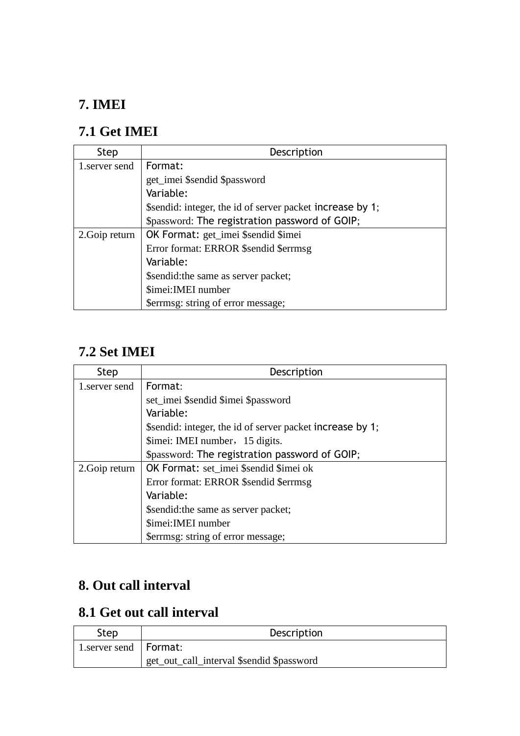## 7. IMEI

### 7.1 Get IMEI

| Step | Description |
|---|---|
| 1.server send | Format:<br>get_imei $sendid $password<br>Variable:<br>$sendid: integer, the id of server packet increase by 1;<br>$password: The registration password of GOIP; |
| 2.Goip return | OK Format: get_imei $sendid $imei<br>Error format: ERROR $sendid $errmsg<br>Variable:<br>$sendid:the same as server packet;<br>$imei:IMEI number<br>$errmsg: string of error message; |

### 7.2 Set IMEI

| Step | Description |
|---|---|
| 1.server send | Format:<br>set_imei $sendid $imei $password<br>Variable:<br>$sendid: integer, the id of server packet increase by 1;<br>$imei: IMEI number，15 digits.<br>$password: The registration password of GOIP; |
| 2.Goip return | OK Format: set_imei $sendid $imei ok<br>Error format: ERROR $sendid $errmsg<br>Variable:<br>$sendid:the same as server packet;<br>$imei:IMEI number<br>$errmsg: string of error message; |

## 8. Out call interval

### 8.1 Get out call interval

| Step | Description |
|---|---|
| 1.server send | Format:<br>get_out_call_interval $sendid $password |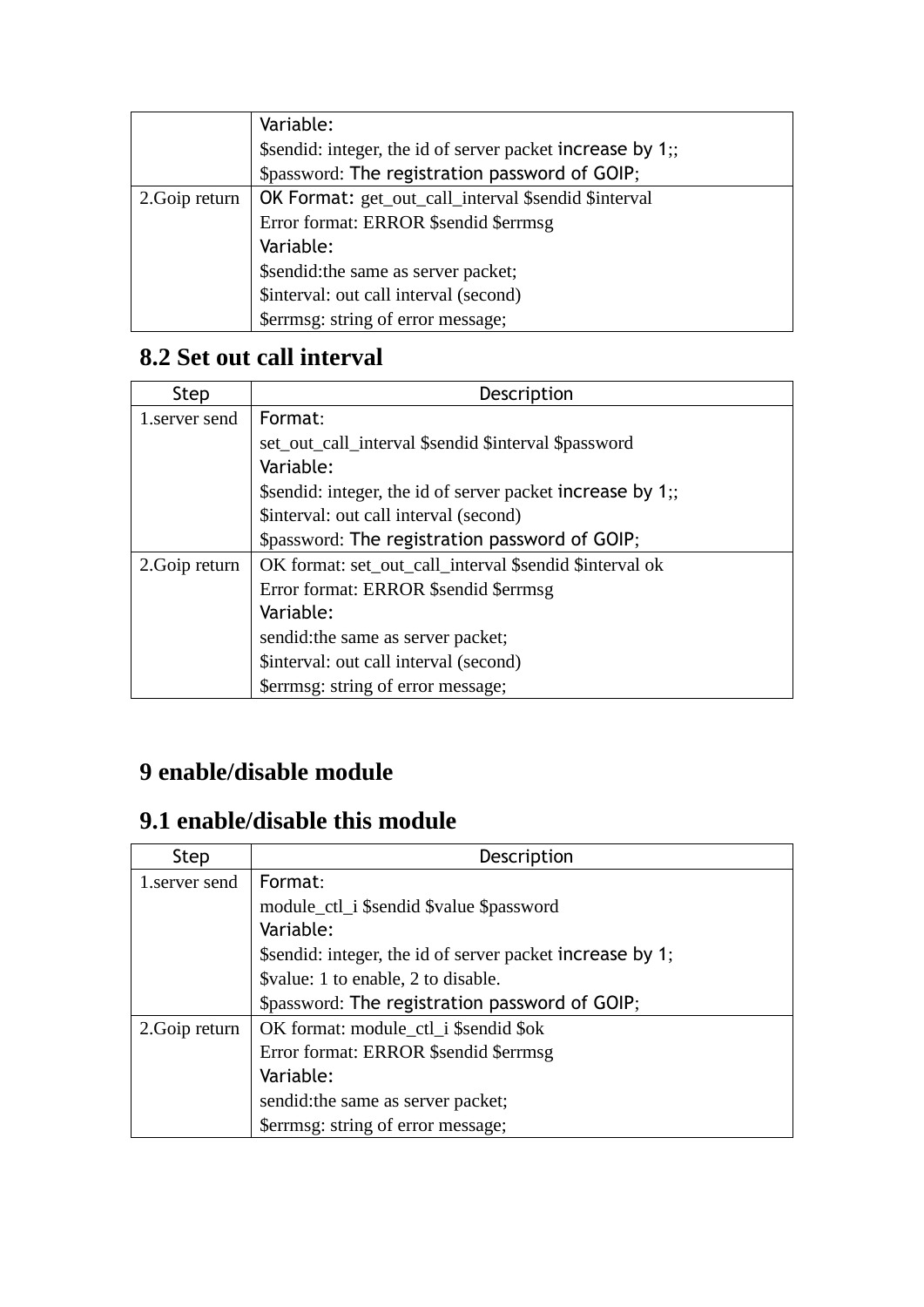| | |
|---|---|
| | Variable:<br>$sendid: integer, the id of server packet increase by 1;;<br>$password: The registration password of GOIP; |
| 2.Goip return | OK Format: get_out_call_interval $sendid $interval<br>Error format: ERROR $sendid $errmsg<br>Variable:<br>$sendid:the same as server packet;<br>$interval: out call interval (second)<br>$errmsg: string of error message; |

## 8.2 Set out call interval

| Step | Description |
|---|---|
| 1.server send | Format:<br>set_out_call_interval $sendid $interval $password<br>Variable:<br>$sendid: integer, the id of server packet increase by 1;;<br>$interval: out call interval (second)<br>$password: The registration password of GOIP; |
| 2.Goip return | OK format: set_out_call_interval $sendid $interval ok<br>Error format: ERROR $sendid $errmsg<br>Variable:<br>sendid:the same as server packet;<br>$interval: out call interval (second)<br>$errmsg: string of error message; |

# 9 enable/disable module

## 9.1 enable/disable this module

| Step | Description |
|---|---|
| 1.server send | Format:<br>module_ctl_i $sendid $value $password<br>Variable:<br>$sendid: integer, the id of server packet increase by 1;<br>$value: 1 to enable, 2 to disable.<br>$password: The registration password of GOIP; |
| 2.Goip return | OK format: module_ctl_i $sendid $ok<br>Error format: ERROR $sendid $errmsg<br>Variable:<br>sendid:the same as server packet;<br>$errmsg: string of error message; |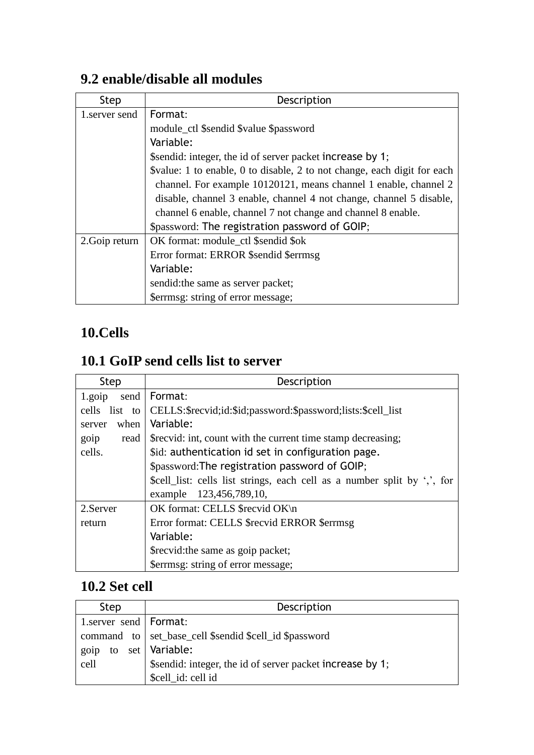## 9.2 enable/disable all modules

| Step | Description |
|---|---|
| 1.server send | Format:<br>module_ctl $sendid $value $password<br>Variable:<br>$sendid: integer, the id of server packet increase by 1;<br>$value: 1 to enable, 0 to disable, 2 to not change, each digit for each channel. For example 10120121, means channel 1 enable, channel 2 disable, channel 3 enable, channel 4 not change, channel 5 disable, channel 6 enable, channel 7 not change and channel 8 enable.<br>$password: The registration password of GOIP; |
| 2.Goip return | OK format: module_ctl $sendid $ok<br>Error format: ERROR $sendid $errmsg<br>Variable:<br>sendid:the same as server packet;<br>$errmsg: string of error message; |

# 10.Cells

## 10.1 GoIP send cells list to server

| Step | Description |
|---|---|
| 1.goip send cells list to server when goip read cells. | Format:<br>CELLS:$recvid;id:$id;password:$password;lists:$cell_list<br>Variable:<br>$recvid: int, count with the current time stamp decreasing;<br>$id: authentication id set in configuration page.<br>$password:The registration password of GOIP;<br>$cell_list: cells list strings, each cell as a number split by ',', for example 123,456,789,10, |
| 2.Server return | OK format: CELLS $recvid OK\n<br>Error format: CELLS $recvid ERROR $errmsg<br>Variable:<br>$recvid:the same as goip packet;<br>$errmsg: string of error message; |

## 10.2 Set cell

| Step | Description |
|---|---|
| 1.server send command to goip to set cell | Format:<br>set_base_cell $sendid $cell_id $password<br>Variable:<br>$sendid: integer, the id of server packet increase by 1;<br>$cell_id: cell id |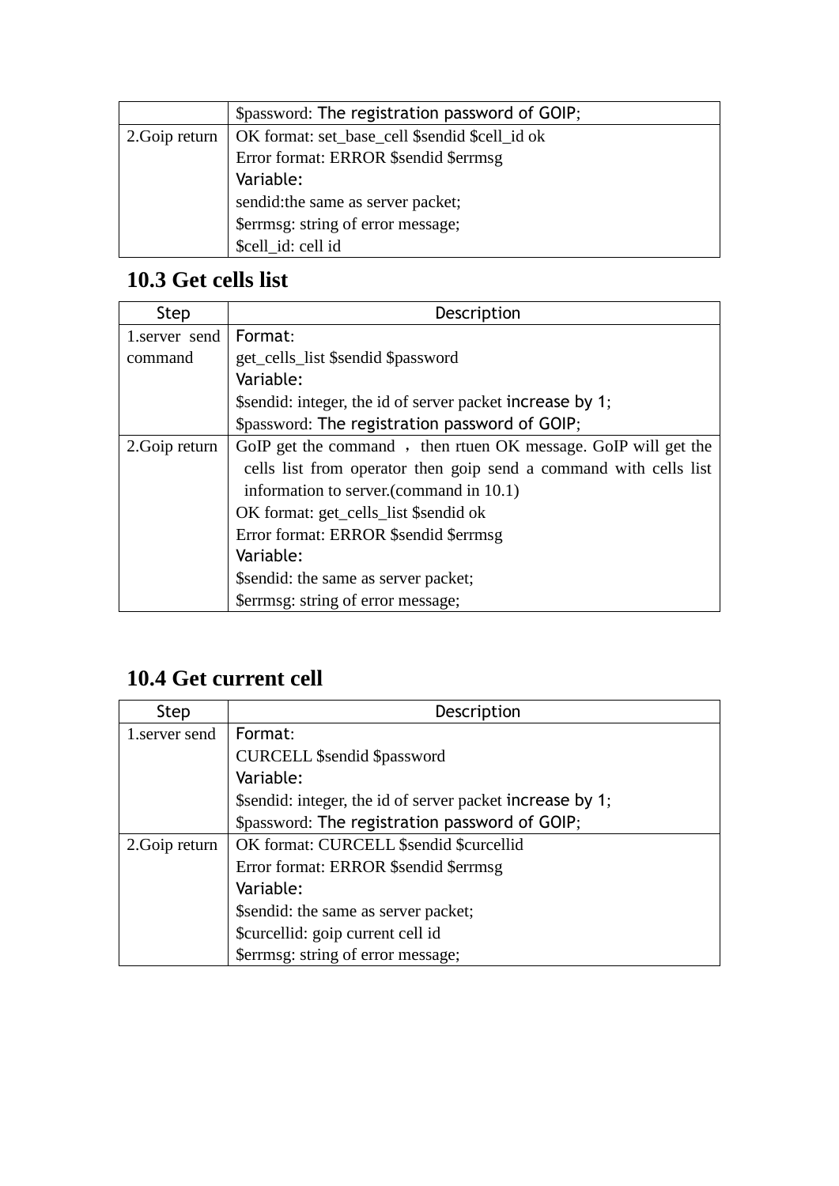| | |
|---|---|
| | $password: The registration password of GOIP; |
| 2.Goip return | OK format: set_base_cell $sendid $cell_id ok<br>Error format: ERROR $sendid $errmsg<br>Variable:<br>sendid:the same as server packet;<br>$errmsg: string of error message;<br>$cell_id: cell id |

## 10.3 Get cells list

| Step | Description |
|---|---|
| 1.server send command | Format:<br>get_cells_list $sendid $password<br>Variable:<br>$sendid: integer, the id of server packet increase by 1;<br>$password: The registration password of GOIP; |
| 2.Goip return | GoIP get the command ，then rtuen OK message. GoIP will get the cells list from operator then goip send a command with cells list information to server.(command in 10.1)<br>OK format: get_cells_list $sendid ok<br>Error format: ERROR $sendid $errmsg<br>Variable:<br>$sendid: the same as server packet;<br>$errmsg: string of error message; |

## 10.4 Get current cell

| Step | Description |
|---|---|
| 1.server send | Format:<br>CURCELL $sendid $password<br>Variable:<br>$sendid: integer, the id of server packet increase by 1;<br>$password: The registration password of GOIP; |
| 2.Goip return | OK format: CURCELL $sendid $curcellid<br>Error format: ERROR $sendid $errmsg<br>Variable:<br>$sendid: the same as server packet;<br>$curcellid: goip current cell id<br>$errmsg: string of error message; |